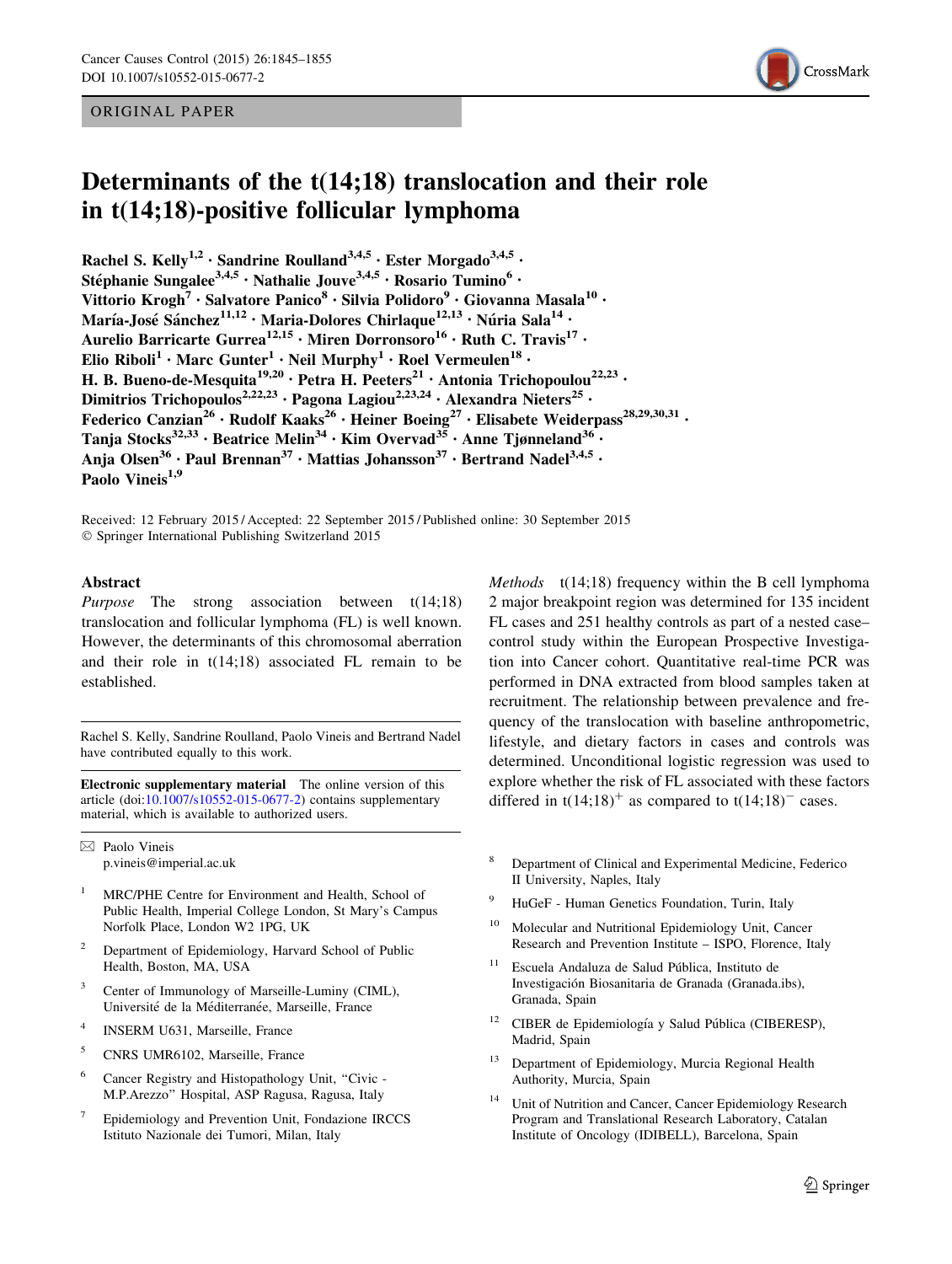ORIGINAL PAPER

# Determinants of the t(14;18) translocation and their role in t(14;18)-positive follicular lymphoma

Rachel S. Kelly[1,2] · Sandrine Roulland[3,4,5] · Ester Morgado[3,4,5] · Stéphanie Sungalee[3,4,5] · Nathalie Jouve[3,4,5] · Rosario Tumino[6] · Vittorio Krogh[7] · Salvatore Panico[8] · Silvia Polidoro[9] · Giovanna Masala[10] · María-José Sánchez[11,12] · Maria-Dolores Chirlaque[12,13] · Núria Sala[14] · Aurelio Barricarte Gurrea[12,15] · Miren Dorronsoro[16] · Ruth C. Travis[17] · Elio Riboli[1] · Marc Gunter[1] · Neil Murphy[1] · Roel Vermeulen[18] · H. B. Bueno-de-Mesquita[19,20] · Petra H. Peeters[21] · Antonia Trichopoulou[22,23] · Dimitrios Trichopoulos[2,22,23] · Pagona Lagiou[2,23,24] · Alexandra Nieters[25] · Federico Canzian[26] · Rudolf Kaaks[26] · Heiner Boeing[27] · Elisabete Weiderpass[28,29,30,31] · Tanja Stocks[32,33] · Beatrice Melin[34] · Kim Overvad[35] · Anne Tjønneland[36] · Anja Olsen[36] · Paul Brennan[37] · Mattias Johansson[37] · Bertrand Nadel[3,4,5] · Paolo Vineis[1,9]

Received: 12 February 2015 / Accepted: 22 September 2015 / Published online: 30 September 2015
© Springer International Publishing Switzerland 2015

## Abstract

*Purpose* The strong association between t(14;18) translocation and follicular lymphoma (FL) is well known. However, the determinants of this chromosomal aberration and their role in t(14;18) associated FL remain to be established.

*Methods* t(14;18) frequency within the B cell lymphoma 2 major breakpoint region was determined for 135 incident FL cases and 251 healthy controls as part of a nested case–control study within the European Prospective Investigation into Cancer cohort. Quantitative real-time PCR was performed in DNA extracted from blood samples taken at recruitment. The relationship between prevalence and frequency of the translocation with baseline anthropometric, lifestyle, and dietary factors in cases and controls was determined. Unconditional logistic regression was used to explore whether the risk of FL associated with these factors differed in t(14;18)$^{+}$ as compared to t(14;18)$^{-}$ cases.

Rachel S. Kelly, Sandrine Roulland, Paolo Vineis and Bertrand Nadel have contributed equally to this work.

**Electronic supplementary material** The online version of this article (doi:10.1007/s10552-015-0677-2) contains supplementary material, which is available to authorized users.

✉ Paolo Vineis
p.vineis@imperial.ac.uk

1. MRC/PHE Centre for Environment and Health, School of Public Health, Imperial College London, St Mary's Campus Norfolk Place, London W2 1PG, UK
2. Department of Epidemiology, Harvard School of Public Health, Boston, MA, USA
3. Center of Immunology of Marseille-Luminy (CIML), Université de la Méditerranée, Marseille, France
4. INSERM U631, Marseille, France
5. CNRS UMR6102, Marseille, France
6. Cancer Registry and Histopathology Unit, "Civic - M.P.Arezzo" Hospital, ASP Ragusa, Ragusa, Italy
7. Epidemiology and Prevention Unit, Fondazione IRCCS Istituto Nazionale dei Tumori, Milan, Italy
8. Department of Clinical and Experimental Medicine, Federico II University, Naples, Italy
9. HuGeF - Human Genetics Foundation, Turin, Italy
10. Molecular and Nutritional Epidemiology Unit, Cancer Research and Prevention Institute – ISPO, Florence, Italy
11. Escuela Andaluza de Salud Pública, Instituto de Investigación Biosanitaria de Granada (Granada.ibs), Granada, Spain
12. CIBER de Epidemiología y Salud Pública (CIBERESP), Madrid, Spain
13. Department of Epidemiology, Murcia Regional Health Authority, Murcia, Spain
14. Unit of Nutrition and Cancer, Cancer Epidemiology Research Program and Translational Research Laboratory, Catalan Institute of Oncology (IDIBELL), Barcelona, Spain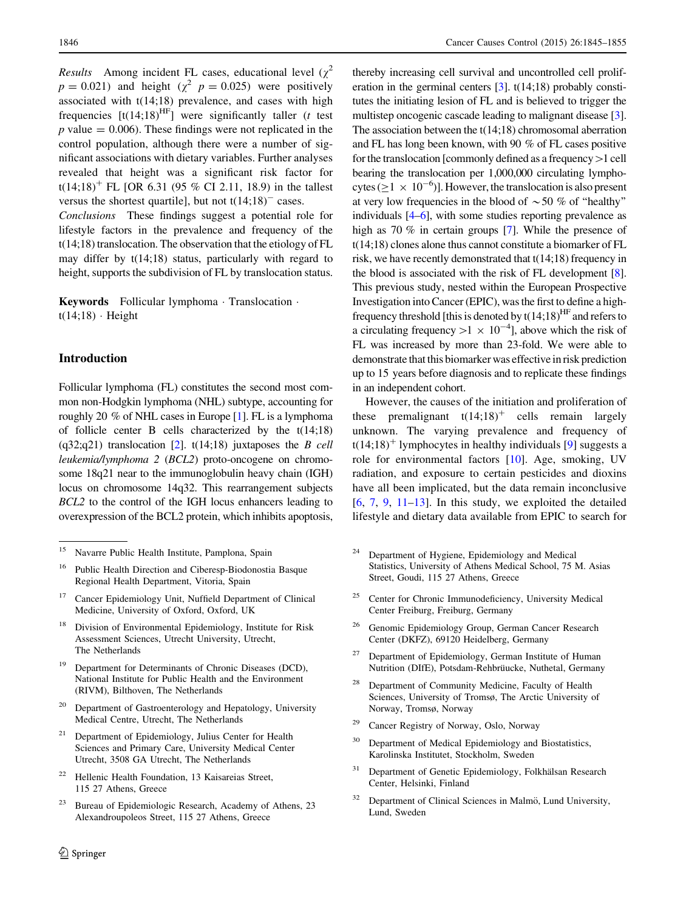*Results* Among incident FL cases, educational level ($\chi^2$ $p = 0.021$) and height ($\chi^2$ $p = 0.025$) were positively associated with t(14;18) prevalence, and cases with high frequencies [$t(14;18)^{HF}$] were significantly taller (*t* test *p* value = 0.006). These findings were not replicated in the control population, although there were a number of significant associations with dietary variables. Further analyses revealed that height was a significant risk factor for $t(14;18)^{+}$ FL [OR 6.31 (95 % CI 2.11, 18.9) in the tallest versus the shortest quartile], but not $t(14;18)^{-}$ cases.

*Conclusions* These findings suggest a potential role for lifestyle factors in the prevalence and frequency of the t(14;18) translocation. The observation that the etiology of FL may differ by t(14;18) status, particularly with regard to height, supports the subdivision of FL by translocation status.

**Keywords** Follicular lymphoma · Translocation · t(14;18) · Height

## Introduction

Follicular lymphoma (FL) constitutes the second most common non-Hodgkin lymphoma (NHL) subtype, accounting for roughly 20 % of NHL cases in Europe [1]. FL is a lymphoma of follicle center B cells characterized by the t(14;18)(q32;q21) translocation [2]. t(14;18) juxtaposes the *B cell leukemia/lymphoma 2* (*BCL2*) proto-oncogene on chromosome 18q21 near to the immunoglobulin heavy chain (IGH) locus on chromosome 14q32. This rearrangement subjects *BCL2* to the control of the IGH locus enhancers leading to overexpression of the BCL2 protein, which inhibits apoptosis, thereby increasing cell survival and uncontrolled cell proliferation in the germinal centers [3]. t(14;18) probably constitutes the initiating lesion of FL and is believed to trigger the multistep oncogenic cascade leading to malignant disease [3]. The association between the t(14;18) chromosomal aberration and FL has long been known, with 90 % of FL cases positive for the translocation [commonly defined as a frequency >1 cell bearing the translocation per 1,000,000 circulating lymphocytes ($\geq 1 \times 10^{-6}$)]. However, the translocation is also present at very low frequencies in the blood of ~50 % of "healthy" individuals [4–6], with some studies reporting prevalence as high as 70 % in certain groups [7]. While the presence of t(14;18) clones alone thus cannot constitute a biomarker of FL risk, we have recently demonstrated that t(14;18) frequency in the blood is associated with the risk of FL development [8]. This previous study, nested within the European Prospective Investigation into Cancer (EPIC), was the first to define a high-frequency threshold [this is denoted by $t(14;18)^{HF}$ and refers to a circulating frequency $>1 \times 10^{-4}$], above which the risk of FL was increased by more than 23-fold. We were able to demonstrate that this biomarker was effective in risk prediction up to 15 years before diagnosis and to replicate these findings in an independent cohort.

However, the causes of the initiation and proliferation of these premalignant $t(14;18)^{+}$ cells remain largely unknown. The varying prevalence and frequency of $t(14;18)^{+}$ lymphocytes in healthy individuals [9] suggests a role for environmental factors [10]. Age, smoking, UV radiation, and exposure to certain pesticides and dioxins have all been implicated, but the data remain inconclusive [6, 7, 9, 11–13]. In this study, we exploited the detailed lifestyle and dietary data available from EPIC to search for

[15] Navarre Public Health Institute, Pamplona, Spain

[16] Public Health Direction and Ciberesp-Biodonostia Basque Regional Health Department, Vitoria, Spain

[17] Cancer Epidemiology Unit, Nuffield Department of Clinical Medicine, University of Oxford, Oxford, UK

[18] Division of Environmental Epidemiology, Institute for Risk Assessment Sciences, Utrecht University, Utrecht, The Netherlands

[19] Department for Determinants of Chronic Diseases (DCD), National Institute for Public Health and the Environment (RIVM), Bilthoven, The Netherlands

[20] Department of Gastroenterology and Hepatology, University Medical Centre, Utrecht, The Netherlands

[21] Department of Epidemiology, Julius Center for Health Sciences and Primary Care, University Medical Center Utrecht, 3508 GA Utrecht, The Netherlands

[22] Hellenic Health Foundation, 13 Kaisareias Street, 115 27 Athens, Greece

[23] Bureau of Epidemiologic Research, Academy of Athens, 23 Alexandroupoleos Street, 115 27 Athens, Greece

[24] Department of Hygiene, Epidemiology and Medical Statistics, University of Athens Medical School, 75 M. Asias Street, Goudi, 115 27 Athens, Greece

[25] Center for Chronic Immunodeficiency, University Medical Center Freiburg, Freiburg, Germany

[26] Genomic Epidemiology Group, German Cancer Research Center (DKFZ), 69120 Heidelberg, Germany

[27] Department of Epidemiology, German Institute of Human Nutrition (DIfE), Potsdam-Rehbrüucke, Nuthetal, Germany

[28] Department of Community Medicine, Faculty of Health Sciences, University of Tromsø, The Arctic University of Norway, Tromsø, Norway

[29] Cancer Registry of Norway, Oslo, Norway

[30] Department of Medical Epidemiology and Biostatistics, Karolinska Institutet, Stockholm, Sweden

[31] Department of Genetic Epidemiology, Folkhälsan Research Center, Helsinki, Finland

[32] Department of Clinical Sciences in Malmö, Lund University, Lund, Sweden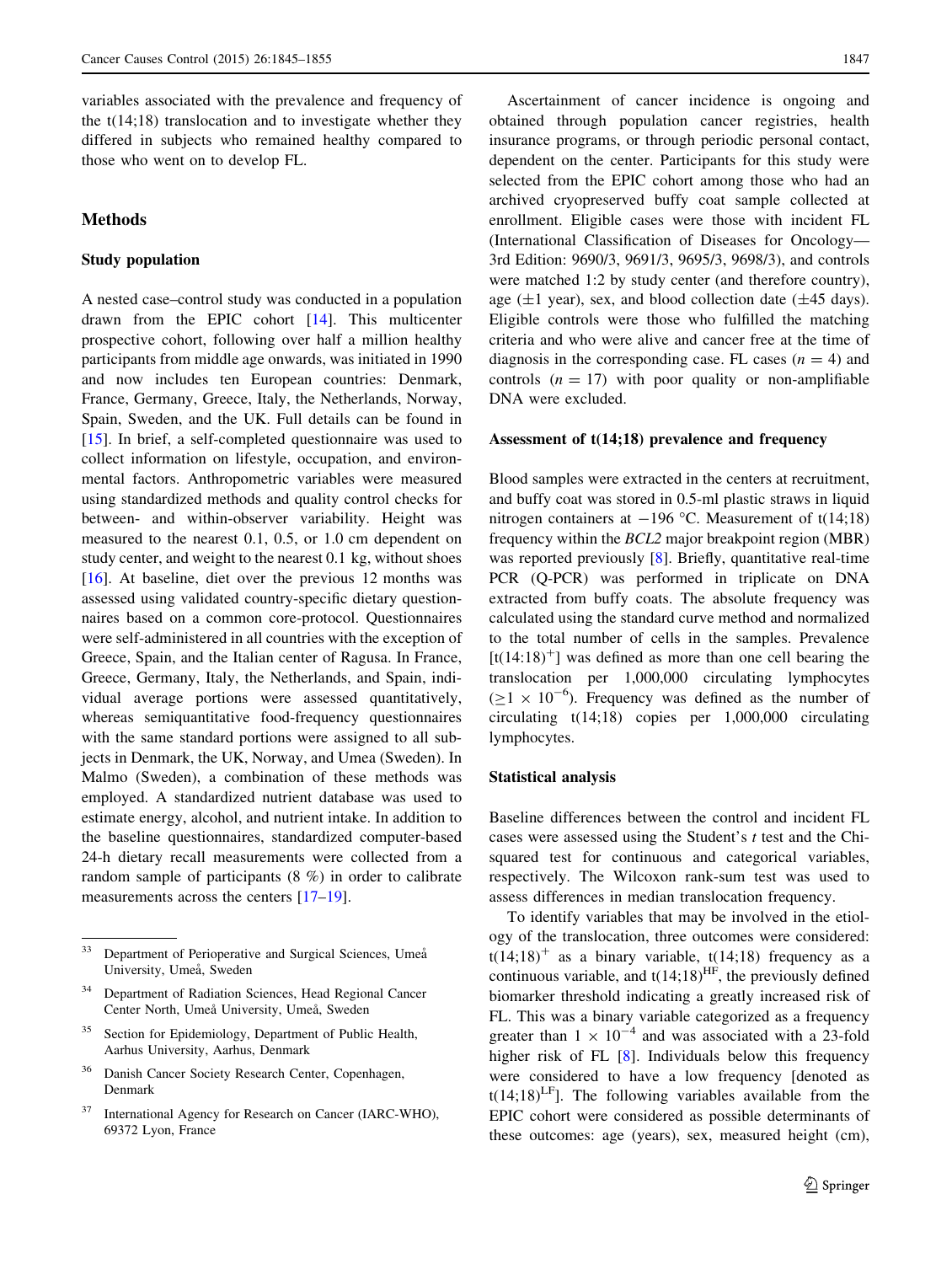variables associated with the prevalence and frequency of the t(14;18) translocation and to investigate whether they differed in subjects who remained healthy compared to those who went on to develop FL.

## Methods

### Study population

A nested case–control study was conducted in a population drawn from the EPIC cohort [14]. This multicenter prospective cohort, following over half a million healthy participants from middle age onwards, was initiated in 1990 and now includes ten European countries: Denmark, France, Germany, Greece, Italy, the Netherlands, Norway, Spain, Sweden, and the UK. Full details can be found in [15]. In brief, a self-completed questionnaire was used to collect information on lifestyle, occupation, and environmental factors. Anthropometric variables were measured using standardized methods and quality control checks for between- and within-observer variability. Height was measured to the nearest 0.1, 0.5, or 1.0 cm dependent on study center, and weight to the nearest 0.1 kg, without shoes [16]. At baseline, diet over the previous 12 months was assessed using validated country-specific dietary questionnaires based on a common core-protocol. Questionnaires were self-administered in all countries with the exception of Greece, Spain, and the Italian center of Ragusa. In France, Greece, Germany, Italy, the Netherlands, and Spain, individual average portions were assessed quantitatively, whereas semiquantitative food-frequency questionnaires with the same standard portions were assigned to all subjects in Denmark, the UK, Norway, and Umea (Sweden). In Malmo (Sweden), a combination of these methods was employed. A standardized nutrient database was used to estimate energy, alcohol, and nutrient intake. In addition to the baseline questionnaires, standardized computer-based 24-h dietary recall measurements were collected from a random sample of participants (8 %) in order to calibrate measurements across the centers [17–19].

[33] Department of Perioperative and Surgical Sciences, Umeå University, Umeå, Sweden

[34] Department of Radiation Sciences, Head Regional Cancer Center North, Umeå University, Umeå, Sweden

[35] Section for Epidemiology, Department of Public Health, Aarhus University, Aarhus, Denmark

[36] Danish Cancer Society Research Center, Copenhagen, Denmark

[37] International Agency for Research on Cancer (IARC-WHO), 69372 Lyon, France

Ascertainment of cancer incidence is ongoing and obtained through population cancer registries, health insurance programs, or through periodic personal contact, dependent on the center. Participants for this study were selected from the EPIC cohort among those who had an archived cryopreserved buffy coat sample collected at enrollment. Eligible cases were those with incident FL (International Classification of Diseases for Oncology—3rd Edition: 9690/3, 9691/3, 9695/3, 9698/3), and controls were matched 1:2 by study center (and therefore country), age ($\pm$1 year), sex, and blood collection date ($\pm$45 days). Eligible controls were those who fulfilled the matching criteria and who were alive and cancer free at the time of diagnosis in the corresponding case. FL cases ($n = 4$) and controls ($n = 17$) with poor quality or non-amplifiable DNA were excluded.

### Assessment of t(14;18) prevalence and frequency

Blood samples were extracted in the centers at recruitment, and buffy coat was stored in 0.5-ml plastic straws in liquid nitrogen containers at −196 °C. Measurement of t(14;18) frequency within the *BCL2* major breakpoint region (MBR) was reported previously [8]. Briefly, quantitative real-time PCR (Q-PCR) was performed in triplicate on DNA extracted from buffy coats. The absolute frequency was calculated using the standard curve method and normalized to the total number of cells in the samples. Prevalence [$t(14;18)^{+}$] was defined as more than one cell bearing the translocation per 1,000,000 circulating lymphocytes ($\geq 1 \times 10^{-6}$). Frequency was defined as the number of circulating t(14;18) copies per 1,000,000 circulating lymphocytes.

### Statistical analysis

Baseline differences between the control and incident FL cases were assessed using the Student's *t* test and the Chi-squared test for continuous and categorical variables, respectively. The Wilcoxon rank-sum test was used to assess differences in median translocation frequency.

To identify variables that may be involved in the etiology of the translocation, three outcomes were considered: $t(14;18)^{+}$ as a binary variable, t(14;18) frequency as a continuous variable, and $t(14;18)^{HF}$, the previously defined biomarker threshold indicating a greatly increased risk of FL. This was a binary variable categorized as a frequency greater than $1 \times 10^{-4}$ and was associated with a 23-fold higher risk of FL [8]. Individuals below this frequency were considered to have a low frequency [denoted as $t(14;18)^{LF}$]. The following variables available from the EPIC cohort were considered as possible determinants of these outcomes: age (years), sex, measured height (cm),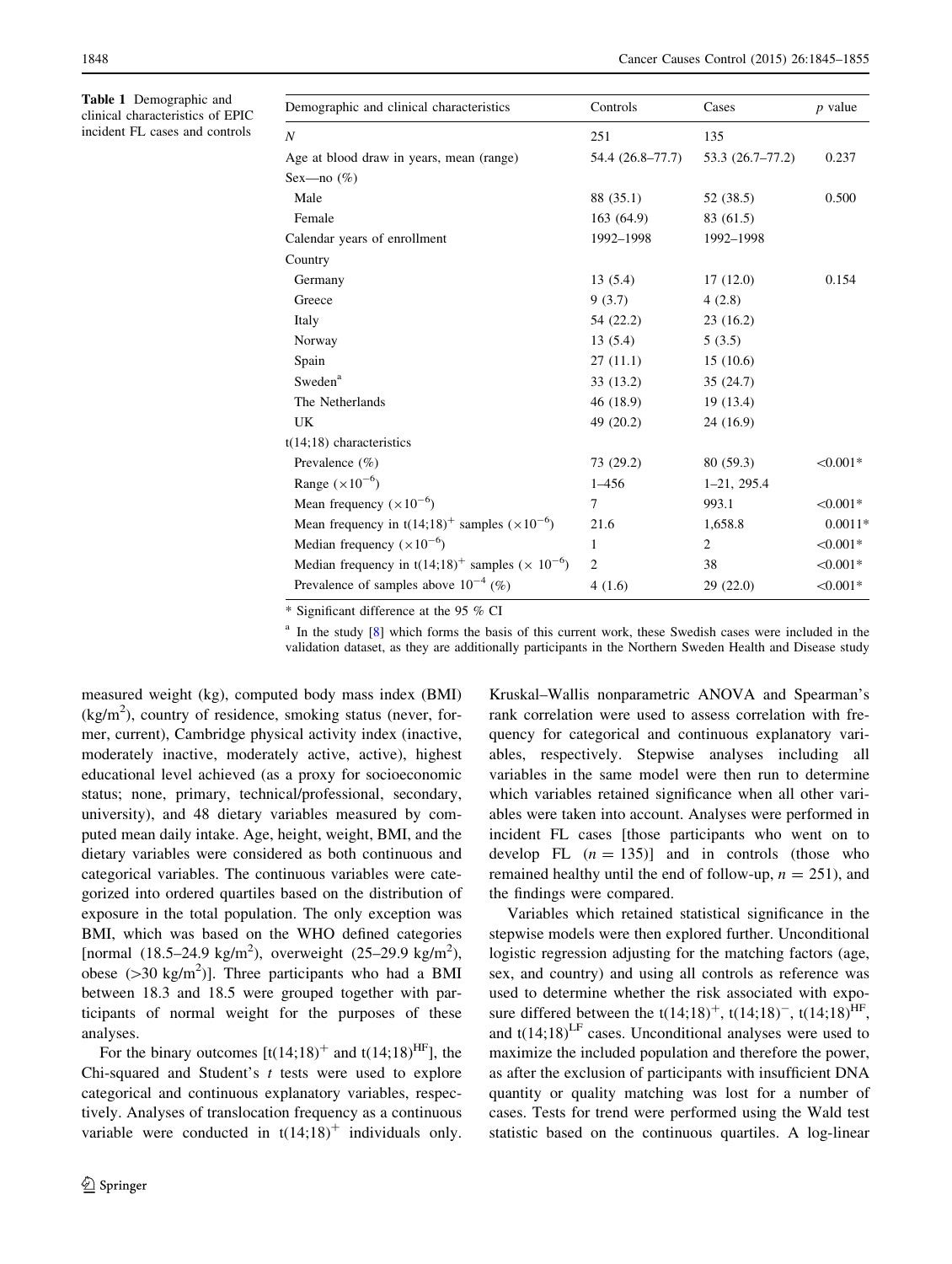**Table 1** Demographic and clinical characteristics of EPIC incident FL cases and controls

| Demographic and clinical characteristics | Controls | Cases | *p* value |
|---|---|---|---|
| *N* | 251 | 135 | |
| Age at blood draw in years, mean (range) | 54.4 (26.8–77.7) | 53.3 (26.7–77.2) | 0.237 |
| Sex—no (%) | | | |
| Male | 88 (35.1) | 52 (38.5) | 0.500 |
| Female | 163 (64.9) | 83 (61.5) | |
| Calendar years of enrollment | 1992–1998 | 1992–1998 | |
| Country | | | |
| Germany | 13 (5.4) | 17 (12.0) | 0.154 |
| Greece | 9 (3.7) | 4 (2.8) | |
| Italy | 54 (22.2) | 23 (16.2) | |
| Norway | 13 (5.4) | 5 (3.5) | |
| Spain | 27 (11.1) | 15 (10.6) | |
| Sweden[a] | 33 (13.2) | 35 (24.7) | |
| The Netherlands | 46 (18.9) | 19 (13.4) | |
| UK | 49 (20.2) | 24 (16.9) | |
| t(14;18) characteristics | | | |
| Prevalence (%) | 73 (29.2) | 80 (59.3) | <0.001* |
| Range ($\times 10^{-6}$) | 1–456 | 1–21, 295.4 | |
| Mean frequency ($\times 10^{-6}$) | 7 | 993.1 | <0.001* |
| Mean frequency in t(14;18)$^{+}$ samples ($\times 10^{-6}$) | 21.6 | 1,658.8 | 0.0011* |
| Median frequency ($\times 10^{-6}$) | 1 | 2 | <0.001* |
| Median frequency in t(14;18)$^{+}$ samples ($\times 10^{-6}$) | 2 | 38 | <0.001* |
| Prevalence of samples above $10^{-4}$ (%) | 4 (1.6) | 29 (22.0) | <0.001* |

\* Significant difference at the 95 % CI

[a] In the study [8] which forms the basis of this current work, these Swedish cases were included in the validation dataset, as they are additionally participants in the Northern Sweden Health and Disease study

measured weight (kg), computed body mass index (BMI) (kg/m$^2$), country of residence, smoking status (never, former, current), Cambridge physical activity index (inactive, moderately inactive, moderately active, active), highest educational level achieved (as a proxy for socioeconomic status; none, primary, technical/professional, secondary, university), and 48 dietary variables measured by computed mean daily intake. Age, height, weight, BMI, and the dietary variables were considered as both continuous and categorical variables. The continuous variables were categorized into ordered quartiles based on the distribution of exposure in the total population. The only exception was BMI, which was based on the WHO defined categories [normal (18.5–24.9 kg/m$^2$), overweight (25–29.9 kg/m$^2$), obese (>30 kg/m$^2$)]. Three participants who had a BMI between 18.3 and 18.5 were grouped together with participants of normal weight for the purposes of these analyses.

For the binary outcomes [t(14;18)$^{+}$ and t(14;18)$^{HF}$], the Chi-squared and Student's *t* tests were used to explore categorical and continuous explanatory variables, respectively. Analyses of translocation frequency as a continuous variable were conducted in t(14;18)$^{+}$ individuals only. Kruskal–Wallis nonparametric ANOVA and Spearman's rank correlation were used to assess correlation with frequency for categorical and continuous explanatory variables, respectively. Stepwise analyses including all variables in the same model were then run to determine which variables retained significance when all other variables were taken into account. Analyses were performed in incident FL cases [those participants who went on to develop FL ($n = 135$)] and in controls (those who remained healthy until the end of follow-up, $n = 251$), and the findings were compared.

Variables which retained statistical significance in the stepwise models were then explored further. Unconditional logistic regression adjusting for the matching factors (age, sex, and country) and using all controls as reference was used to determine whether the risk associated with exposure differed between the t(14;18)$^{+}$, t(14;18)$^{-}$, t(14;18)$^{HF}$, and t(14;18)$^{LF}$ cases. Unconditional analyses were used to maximize the included population and therefore the power, as after the exclusion of participants with insufficient DNA quantity or quality matching was lost for a number of cases. Tests for trend were performed using the Wald test statistic based on the continuous quartiles. A log-linear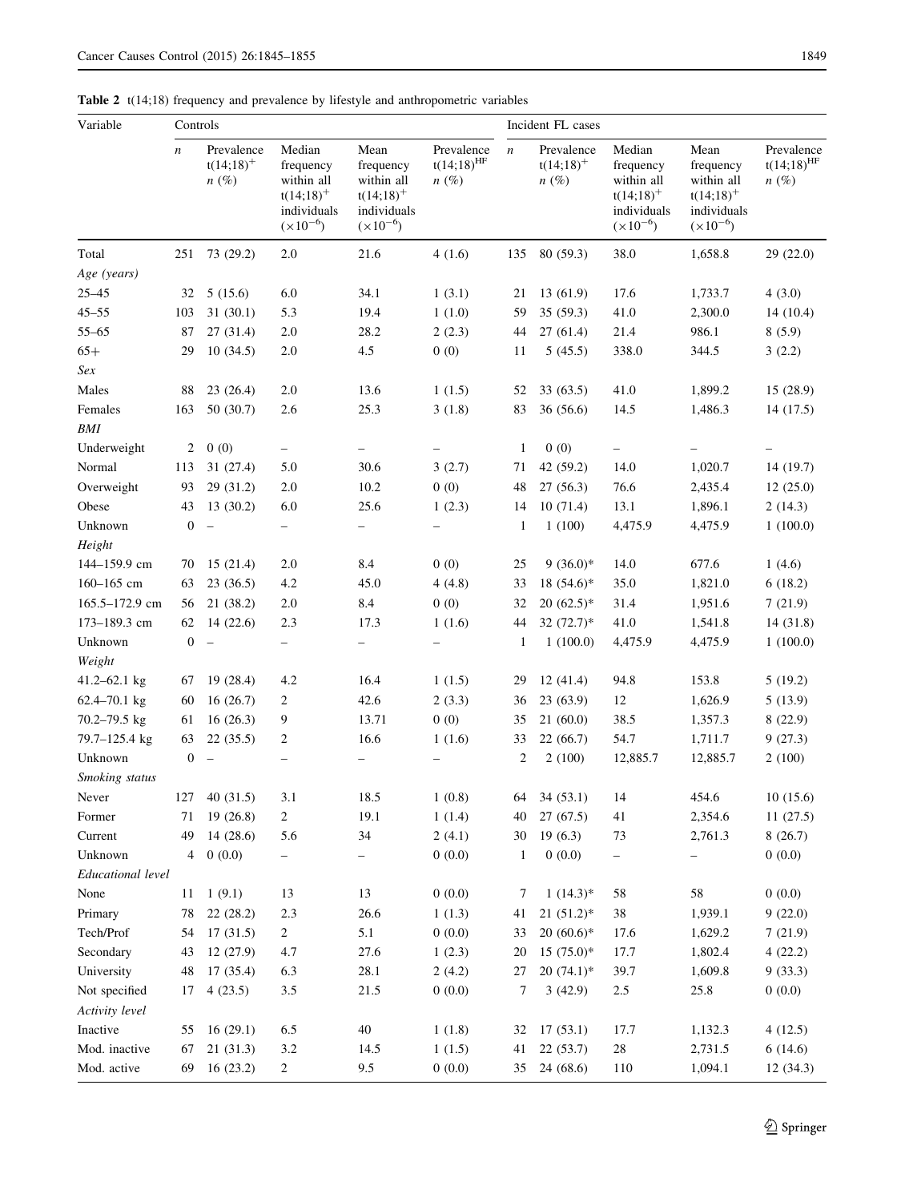**Table 2** t(14;18) frequency and prevalence by lifestyle and anthropometric variables

| Variable | Controls | | | | | Incident FL cases | | | | |
|---|---|---|---|---|---|---|---|---|---|---|
| | $n$ | Prevalence $t(14;18)^{+}$ $n$ (%) | Median frequency within all $t(14;18)^{+}$ individuals ($\times 10^{-6}$) | Mean frequency within all $t(14;18)^{+}$ individuals ($\times 10^{-6}$) | Prevalence $t(14;18)^{HF}$ $n$ (%) | $n$ | Prevalence $t(14;18)^{+}$ $n$ (%) | Median frequency within all $t(14;18)^{+}$ individuals ($\times 10^{-6}$) | Mean frequency within all $t(14;18)^{+}$ individuals ($\times 10^{-6}$) | Prevalence $t(14;18)^{HF}$ $n$ (%) |
| Total | 251 | 73 (29.2) | 2.0 | 21.6 | 4 (1.6) | 135 | 80 (59.3) | 38.0 | 1,658.8 | 29 (22.0) |
| *Age (years)* | | | | | | | | | | |
| 25–45 | 32 | 5 (15.6) | 6.0 | 34.1 | 1 (3.1) | 21 | 13 (61.9) | 17.6 | 1,733.7 | 4 (3.0) |
| 45–55 | 103 | 31 (30.1) | 5.3 | 19.4 | 1 (1.0) | 59 | 35 (59.3) | 41.0 | 2,300.0 | 14 (10.4) |
| 55–65 | 87 | 27 (31.4) | 2.0 | 28.2 | 2 (2.3) | 44 | 27 (61.4) | 21.4 | 986.1 | 8 (5.9) |
| 65+ | 29 | 10 (34.5) | 2.0 | 4.5 | 0 (0) | 11 | 5 (45.5) | 338.0 | 344.5 | 3 (2.2) |
| *Sex* | | | | | | | | | | |
| Males | 88 | 23 (26.4) | 2.0 | 13.6 | 1 (1.5) | 52 | 33 (63.5) | 41.0 | 1,899.2 | 15 (28.9) |
| Females | 163 | 50 (30.7) | 2.6 | 25.3 | 3 (1.8) | 83 | 36 (56.6) | 14.5 | 1,486.3 | 14 (17.5) |
| *BMI* | | | | | | | | | | |
| Underweight | 2 | 0 (0) | – | – | – | 1 | 0 (0) | – | – | – |
| Normal | 113 | 31 (27.4) | 5.0 | 30.6 | 3 (2.7) | 71 | 42 (59.2) | 14.0 | 1,020.7 | 14 (19.7) |
| Overweight | 93 | 29 (31.2) | 2.0 | 10.2 | 0 (0) | 48 | 27 (56.3) | 76.6 | 2,435.4 | 12 (25.0) |
| Obese | 43 | 13 (30.2) | 6.0 | 25.6 | 1 (2.3) | 14 | 10 (71.4) | 13.1 | 1,896.1 | 2 (14.3) |
| Unknown | 0 | – | – | – | – | 1 | 1 (100) | 4,475.9 | 4,475.9 | 1 (100.0) |
| *Height* | | | | | | | | | | |
| 144–159.9 cm | 70 | 15 (21.4) | 2.0 | 8.4 | 0 (0) | 25 | 9 (36.0)* | 14.0 | 677.6 | 1 (4.6) |
| 160–165 cm | 63 | 23 (36.5) | 4.2 | 45.0 | 4 (4.8) | 33 | 18 (54.6)* | 35.0 | 1,821.0 | 6 (18.2) |
| 165.5–172.9 cm | 56 | 21 (38.2) | 2.0 | 8.4 | 0 (0) | 32 | 20 (62.5)* | 31.4 | 1,951.6 | 7 (21.9) |
| 173–189.3 cm | 62 | 14 (22.6) | 2.3 | 17.3 | 1 (1.6) | 44 | 32 (72.7)* | 41.0 | 1,541.8 | 14 (31.8) |
| Unknown | 0 | – | – | – | – | 1 | 1 (100.0) | 4,475.9 | 4,475.9 | 1 (100.0) |
| *Weight* | | | | | | | | | | |
| 41.2–62.1 kg | 67 | 19 (28.4) | 4.2 | 16.4 | 1 (1.5) | 29 | 12 (41.4) | 94.8 | 153.8 | 5 (19.2) |
| 62.4–70.1 kg | 60 | 16 (26.7) | 2 | 42.6 | 2 (3.3) | 36 | 23 (63.9) | 12 | 1,626.9 | 5 (13.9) |
| 70.2–79.5 kg | 61 | 16 (26.3) | 9 | 13.71 | 0 (0) | 35 | 21 (60.0) | 38.5 | 1,357.3 | 8 (22.9) |
| 79.7–125.4 kg | 63 | 22 (35.5) | 2 | 16.6 | 1 (1.6) | 33 | 22 (66.7) | 54.7 | 1,711.7 | 9 (27.3) |
| Unknown | 0 | – | – | – | – | 2 | 2 (100) | 12,885.7 | 12,885.7 | 2 (100) |
| *Smoking status* | | | | | | | | | | |
| Never | 127 | 40 (31.5) | 3.1 | 18.5 | 1 (0.8) | 64 | 34 (53.1) | 14 | 454.6 | 10 (15.6) |
| Former | 71 | 19 (26.8) | 2 | 19.1 | 1 (1.4) | 40 | 27 (67.5) | 41 | 2,354.6 | 11 (27.5) |
| Current | 49 | 14 (28.6) | 5.6 | 34 | 2 (4.1) | 30 | 19 (6.3) | 73 | 2,761.3 | 8 (26.7) |
| Unknown | 4 | 0 (0.0) | – | – | 0 (0.0) | 1 | 0 (0.0) | – | – | 0 (0.0) |
| *Educational level* | | | | | | | | | | |
| None | 11 | 1 (9.1) | 13 | 13 | 0 (0.0) | 7 | 1 (14.3)* | 58 | 58 | 0 (0.0) |
| Primary | 78 | 22 (28.2) | 2.3 | 26.6 | 1 (1.3) | 41 | 21 (51.2)* | 38 | 1,939.1 | 9 (22.0) |
| Tech/Prof | 54 | 17 (31.5) | 2 | 5.1 | 0 (0.0) | 33 | 20 (60.6)* | 17.6 | 1,629.2 | 7 (21.9) |
| Secondary | 43 | 12 (27.9) | 4.7 | 27.6 | 1 (2.3) | 20 | 15 (75.0)* | 17.7 | 1,802.4 | 4 (22.2) |
| University | 48 | 17 (35.4) | 6.3 | 28.1 | 2 (4.2) | 27 | 20 (74.1)* | 39.7 | 1,609.8 | 9 (33.3) |
| Not specified | 17 | 4 (23.5) | 3.5 | 21.5 | 0 (0.0) | 7 | 3 (42.9) | 2.5 | 25.8 | 0 (0.0) |
| *Activity level* | | | | | | | | | | |
| Inactive | 55 | 16 (29.1) | 6.5 | 40 | 1 (1.8) | 32 | 17 (53.1) | 17.7 | 1,132.3 | 4 (12.5) |
| Mod. inactive | 67 | 21 (31.3) | 3.2 | 14.5 | 1 (1.5) | 41 | 22 (53.7) | 28 | 2,731.5 | 6 (14.6) |
| Mod. active | 69 | 16 (23.2) | 2 | 9.5 | 0 (0.0) | 35 | 24 (68.6) | 110 | 1,094.1 | 12 (34.3) |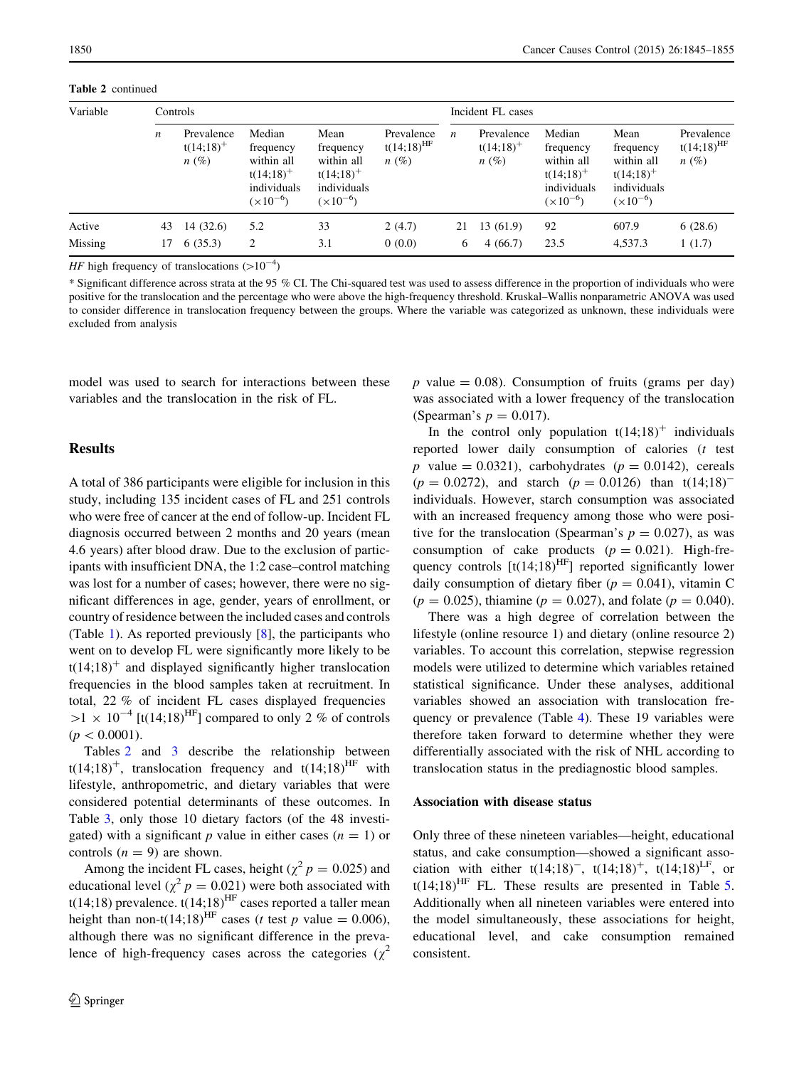Table 2 continued

| Variable | Controls | | | | | Incident FL cases | | | | |
|---|---|---|---|---|---|---|---|---|---|---|
| | $n$ | Prevalence $t(14;18)^{+}$ $n$ (%) | Median frequency within all $t(14;18)^{+}$ individuals ($\times 10^{-6}$) | Mean frequency within all $t(14;18)^{+}$ individuals ($\times 10^{-6}$) | Prevalence $t(14;18)^{HF}$ $n$ (%) | $n$ | Prevalence $t(14;18)^{+}$ $n$ (%) | Median frequency within all $t(14;18)^{+}$ individuals ($\times 10^{-6}$) | Mean frequency within all $t(14;18)^{+}$ individuals ($\times 10^{-6}$) | Prevalence $t(14;18)^{HF}$ $n$ (%) |
| Active | 43 | 14 (32.6) | 5.2 | 33 | 2 (4.7) | 21 | 13 (61.9) | 92 | 607.9 | 6 (28.6) |
| Missing | 17 | 6 (35.3) | 2 | 3.1 | 0 (0.0) | 6 | 4 (66.7) | 23.5 | 4,537.3 | 1 (1.7) |

*HF* high frequency of translocations ($>10^{-4}$)

\* Significant difference across strata at the 95 % CI. The Chi-squared test was used to assess difference in the proportion of individuals who were positive for the translocation and the percentage who were above the high-frequency threshold. Kruskal–Wallis nonparametric ANOVA was used to consider difference in translocation frequency between the groups. Where the variable was categorized as unknown, these individuals were excluded from analysis

model was used to search for interactions between these variables and the translocation in the risk of FL.

## Results

A total of 386 participants were eligible for inclusion in this study, including 135 incident cases of FL and 251 controls who were free of cancer at the end of follow-up. Incident FL diagnosis occurred between 2 months and 20 years (mean 4.6 years) after blood draw. Due to the exclusion of participants with insufficient DNA, the 1:2 case–control matching was lost for a number of cases; however, there were no significant differences in age, gender, years of enrollment, or country of residence between the included cases and controls (Table 1). As reported previously [8], the participants who went on to develop FL were significantly more likely to be $t(14;18)^{+}$ and displayed significantly higher translocation frequencies in the blood samples taken at recruitment. In total, 22 % of incident FL cases displayed frequencies $>1 \times 10^{-4}$ [$t(14;18)^{HF}$] compared to only 2 % of controls ($p < 0.0001$).

Tables 2 and 3 describe the relationship between $t(14;18)^{+}$, translocation frequency and $t(14;18)^{HF}$ with lifestyle, anthropometric, and dietary variables that were considered potential determinants of these outcomes. In Table 3, only those 10 dietary factors (of the 48 investigated) with a significant $p$ value in either cases ($n = 1$) or controls ($n = 9$) are shown.

Among the incident FL cases, height ($\chi^2$ $p = 0.025$) and educational level ($\chi^2$ $p = 0.021$) were both associated with t(14;18) prevalence. $t(14;18)^{HF}$ cases reported a taller mean height than non-$t(14;18)^{HF}$ cases ($t$ test $p$ value $= 0.006$), although there was no significant difference in the prevalence of high-frequency cases across the categories ($\chi^2$ $p$ value $= 0.08$). Consumption of fruits (grams per day) was associated with a lower frequency of the translocation (Spearman's $p = 0.017$).

In the control only population $t(14;18)^{+}$ individuals reported lower daily consumption of calories ($t$ test $p$ value $= 0.0321$), carbohydrates ($p = 0.0142$), cereals ($p = 0.0272$), and starch ($p = 0.0126$) than $t(14;18)^{-}$ individuals. However, starch consumption was associated with an increased frequency among those who were positive for the translocation (Spearman's $p = 0.027$), as was consumption of cake products ($p = 0.021$). High-frequency controls [$t(14;18)^{HF}$] reported significantly lower daily consumption of dietary fiber ($p = 0.041$), vitamin C ($p = 0.025$), thiamine ($p = 0.027$), and folate ($p = 0.040$).

There was a high degree of correlation between the lifestyle (online resource 1) and dietary (online resource 2) variables. To account this correlation, stepwise regression models were utilized to determine which variables retained statistical significance. Under these analyses, additional variables showed an association with translocation frequency or prevalence (Table 4). These 19 variables were therefore taken forward to determine whether they were differentially associated with the risk of NHL according to translocation status in the prediagnostic blood samples.

### Association with disease status

Only three of these nineteen variables—height, educational status, and cake consumption—showed a significant association with either $t(14;18)^{-}$, $t(14;18)^{+}$, $t(14;18)^{LF}$, or $t(14;18)^{HF}$ FL. These results are presented in Table 5. Additionally when all nineteen variables were entered into the model simultaneously, these associations for height, educational level, and cake consumption remained consistent.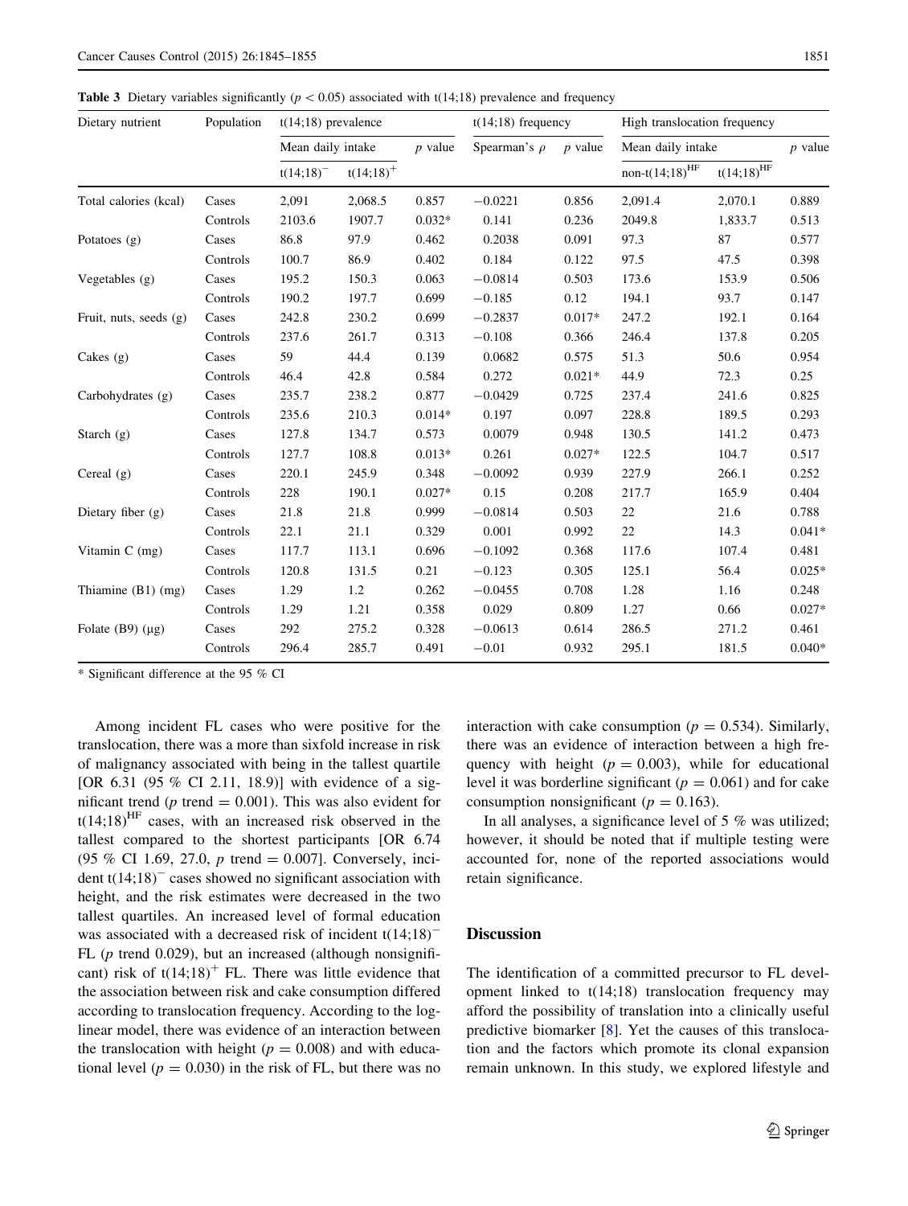**Table 3** Dietary variables significantly ($p < 0.05$) associated with t(14;18) prevalence and frequency

| Dietary nutrient | Population | t(14;18) prevalence | | | t(14;18) frequency | | High translocation frequency | | |
|---|---|---|---|---|---|---|---|---|---|
| | | Mean daily intake | | *p* value | Spearman's $\rho$ | *p* value | Mean daily intake | | *p* value |
| | | $t(14;18)^{-}$ | $t(14;18)^{+}$ | | | | non-$t(14;18)^{HF}$ | $t(14;18)^{HF}$ | |
| Total calories (kcal) | Cases | 2,091 | 2,068.5 | 0.857 | −0.0221 | 0.856 | 2,091.4 | 2,070.1 | 0.889 |
| | Controls | 2103.6 | 1907.7 | 0.032* | 0.141 | 0.236 | 2049.8 | 1,833.7 | 0.513 |
| Potatoes (g) | Cases | 86.8 | 97.9 | 0.462 | 0.2038 | 0.091 | 97.3 | 87 | 0.577 |
| | Controls | 100.7 | 86.9 | 0.402 | 0.184 | 0.122 | 97.5 | 47.5 | 0.398 |
| Vegetables (g) | Cases | 195.2 | 150.3 | 0.063 | −0.0814 | 0.503 | 173.6 | 153.9 | 0.506 |
| | Controls | 190.2 | 197.7 | 0.699 | −0.185 | 0.12 | 194.1 | 93.7 | 0.147 |
| Fruit, nuts, seeds (g) | Cases | 242.8 | 230.2 | 0.699 | −0.2837 | 0.017* | 247.2 | 192.1 | 0.164 |
| | Controls | 237.6 | 261.7 | 0.313 | −0.108 | 0.366 | 246.4 | 137.8 | 0.205 |
| Cakes (g) | Cases | 59 | 44.4 | 0.139 | 0.0682 | 0.575 | 51.3 | 50.6 | 0.954 |
| | Controls | 46.4 | 42.8 | 0.584 | 0.272 | 0.021* | 44.9 | 72.3 | 0.25 |
| Carbohydrates (g) | Cases | 235.7 | 238.2 | 0.877 | −0.0429 | 0.725 | 237.4 | 241.6 | 0.825 |
| | Controls | 235.6 | 210.3 | 0.014* | 0.197 | 0.097 | 228.8 | 189.5 | 0.293 |
| Starch (g) | Cases | 127.8 | 134.7 | 0.573 | 0.0079 | 0.948 | 130.5 | 141.2 | 0.473 |
| | Controls | 127.7 | 108.8 | 0.013* | 0.261 | 0.027* | 122.5 | 104.7 | 0.517 |
| Cereal (g) | Cases | 220.1 | 245.9 | 0.348 | −0.0092 | 0.939 | 227.9 | 266.1 | 0.252 |
| | Controls | 228 | 190.1 | 0.027* | 0.15 | 0.208 | 217.7 | 165.9 | 0.404 |
| Dietary fiber (g) | Cases | 21.8 | 21.8 | 0.999 | −0.0814 | 0.503 | 22 | 21.6 | 0.788 |
| | Controls | 22.1 | 21.1 | 0.329 | 0.001 | 0.992 | 22 | 14.3 | 0.041* |
| Vitamin C (mg) | Cases | 117.7 | 113.1 | 0.696 | −0.1092 | 0.368 | 117.6 | 107.4 | 0.481 |
| | Controls | 120.8 | 131.5 | 0.21 | −0.123 | 0.305 | 125.1 | 56.4 | 0.025* |
| Thiamine (B1) (mg) | Cases | 1.29 | 1.2 | 0.262 | −0.0455 | 0.708 | 1.28 | 1.16 | 0.248 |
| | Controls | 1.29 | 1.21 | 0.358 | 0.029 | 0.809 | 1.27 | 0.66 | 0.027* |
| Folate (B9) (μg) | Cases | 292 | 275.2 | 0.328 | −0.0613 | 0.614 | 286.5 | 271.2 | 0.461 |
| | Controls | 296.4 | 285.7 | 0.491 | −0.01 | 0.932 | 295.1 | 181.5 | 0.040* |

* Significant difference at the 95 % CI

Among incident FL cases who were positive for the translocation, there was a more than sixfold increase in risk of malignancy associated with being in the tallest quartile [OR 6.31 (95 % CI 2.11, 18.9)] with evidence of a significant trend (*p* trend = 0.001). This was also evident for $t(14;18)^{HF}$ cases, with an increased risk observed in the tallest compared to the shortest participants [OR 6.74 (95 % CI 1.69, 27.0, *p* trend = 0.007]. Conversely, incident $t(14;18)^{-}$ cases showed no significant association with height, and the risk estimates were decreased in the two tallest quartiles. An increased level of formal education was associated with a decreased risk of incident $t(14;18)^{-}$ FL (*p* trend 0.029), but an increased (although nonsignificant) risk of $t(14;18)^{+}$ FL. There was little evidence that the association between risk and cake consumption differed according to translocation frequency. According to the log-linear model, there was evidence of an interaction between the translocation with height ($p = 0.008$) and with educational level ($p = 0.030$) in the risk of FL, but there was no interaction with cake consumption ($p = 0.534$). Similarly, there was an evidence of interaction between a high frequency with height ($p = 0.003$), while for educational level it was borderline significant ($p = 0.061$) and for cake consumption nonsignificant ($p = 0.163$).

In all analyses, a significance level of 5 % was utilized; however, it should be noted that if multiple testing were accounted for, none of the reported associations would retain significance.

## Discussion

The identification of a committed precursor to FL development linked to t(14;18) translocation frequency may afford the possibility of translation into a clinically useful predictive biomarker [8]. Yet the causes of this translocation and the factors which promote its clonal expansion remain unknown. In this study, we explored lifestyle and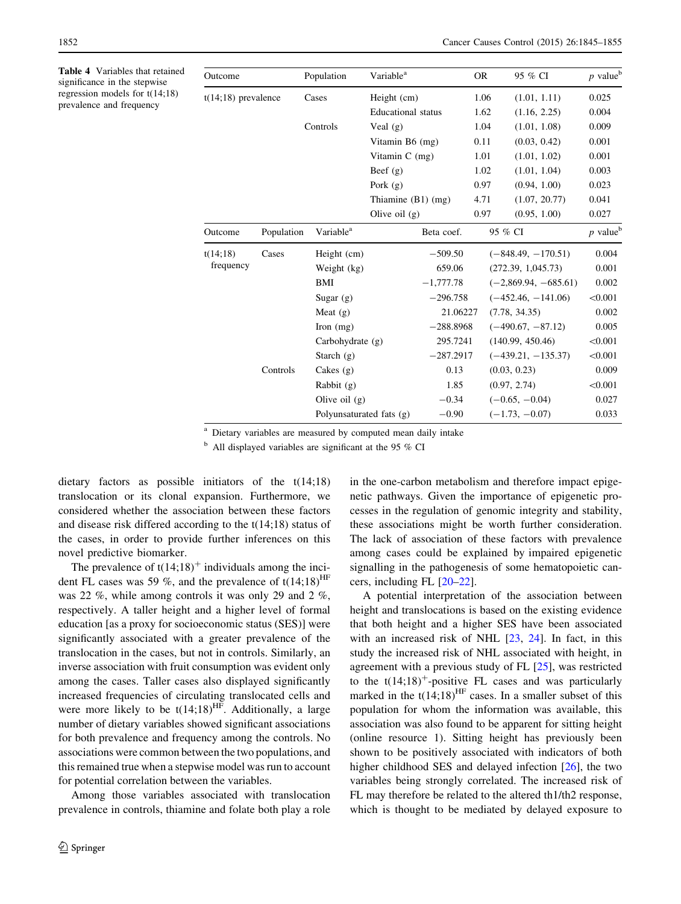**Table 4** Variables that retained significance in the stepwise regression models for t(14;18) prevalence and frequency

| Outcome | Population | Variable[a] | OR | 95 % CI | p value[b] |
|---|---|---|---|---|---|
| t(14;18) prevalence | Cases | Height (cm) | 1.06 | (1.01, 1.11) | 0.025 |
| | | Educational status | 1.62 | (1.16, 2.25) | 0.004 |
| | Controls | Veal (g) | 1.04 | (1.01, 1.08) | 0.009 |
| | | Vitamin B6 (mg) | 0.11 | (0.03, 0.42) | 0.001 |
| | | Vitamin C (mg) | 1.01 | (1.01, 1.02) | 0.001 |
| | | Beef (g) | 1.02 | (1.01, 1.04) | 0.003 |
| | | Pork (g) | 0.97 | (0.94, 1.00) | 0.023 |
| | | Thiamine (B1) (mg) | 4.71 | (1.07, 20.77) | 0.041 |
| | | Olive oil (g) | 0.97 | (0.95, 1.00) | 0.027 |
| **Outcome** | **Population** | **Variable[a]** | **Beta coef.** | **95 % CI** | **p value[b]** |
| t(14;18) frequency | Cases | Height (cm) | −509.50 | (−848.49, −170.51) | 0.004 |
| | | Weight (kg) | 659.06 | (272.39, 1,045.73) | 0.001 |
| | | BMI | −1,777.78 | (−2,869.94, −685.61) | 0.002 |
| | | Sugar (g) | −296.758 | (−452.46, −141.06) | <0.001 |
| | | Meat (g) | 21.06227 | (7.78, 34.35) | 0.002 |
| | | Iron (mg) | −288.8968 | (−490.67, −87.12) | 0.005 |
| | | Carbohydrate (g) | 295.7241 | (140.99, 450.46) | <0.001 |
| | | Starch (g) | −287.2917 | (−439.21, −135.37) | <0.001 |
| | Controls | Cakes (g) | 0.13 | (0.03, 0.23) | 0.009 |
| | | Rabbit (g) | 1.85 | (0.97, 2.74) | <0.001 |
| | | Olive oil (g) | −0.34 | (−0.65, −0.04) | 0.027 |
| | | Polyunsaturated fats (g) | −0.90 | (−1.73, −0.07) | 0.033 |

[a] Dietary variables are measured by computed mean daily intake

[b] All displayed variables are significant at the 95 % CI

dietary factors as possible initiators of the t(14;18) translocation or its clonal expansion. Furthermore, we considered whether the association between these factors and disease risk differed according to the t(14;18) status of the cases, in order to provide further inferences on this novel predictive biomarker.

The prevalence of $t(14;18)^+$ individuals among the incident FL cases was 59 %, and the prevalence of $t(14;18)^{HF}$ was 22 %, while among controls it was only 29 and 2 %, respectively. A taller height and a higher level of formal education [as a proxy for socioeconomic status (SES)] were significantly associated with a greater prevalence of the translocation in the cases, but not in controls. Similarly, an inverse association with fruit consumption was evident only among the cases. Taller cases also displayed significantly increased frequencies of circulating translocated cells and were more likely to be $t(14;18)^{HF}$. Additionally, a large number of dietary variables showed significant associations for both prevalence and frequency among the controls. No associations were common between the two populations, and this remained true when a stepwise model was run to account for potential correlation between the variables.

Among those variables associated with translocation prevalence in controls, thiamine and folate both play a role in the one-carbon metabolism and therefore impact epigenetic pathways. Given the importance of epigenetic processes in the regulation of genomic integrity and stability, these associations might be worth further consideration. The lack of association of these factors with prevalence among cases could be explained by impaired epigenetic signalling in the pathogenesis of some hematopoietic cancers, including FL [20–22].

A potential interpretation of the association between height and translocations is based on the existing evidence that both height and a higher SES have been associated with an increased risk of NHL [23, 24]. In fact, in this study the increased risk of NHL associated with height, in agreement with a previous study of FL [25], was restricted to the $t(14;18)^+$-positive FL cases and was particularly marked in the $t(14;18)^{HF}$ cases. In a smaller subset of this population for whom the information was available, this association was also found to be apparent for sitting height (online resource 1). Sitting height has previously been shown to be positively associated with indicators of both higher childhood SES and delayed infection [26], the two variables being strongly correlated. The increased risk of FL may therefore be related to the altered th1/th2 response, which is thought to be mediated by delayed exposure to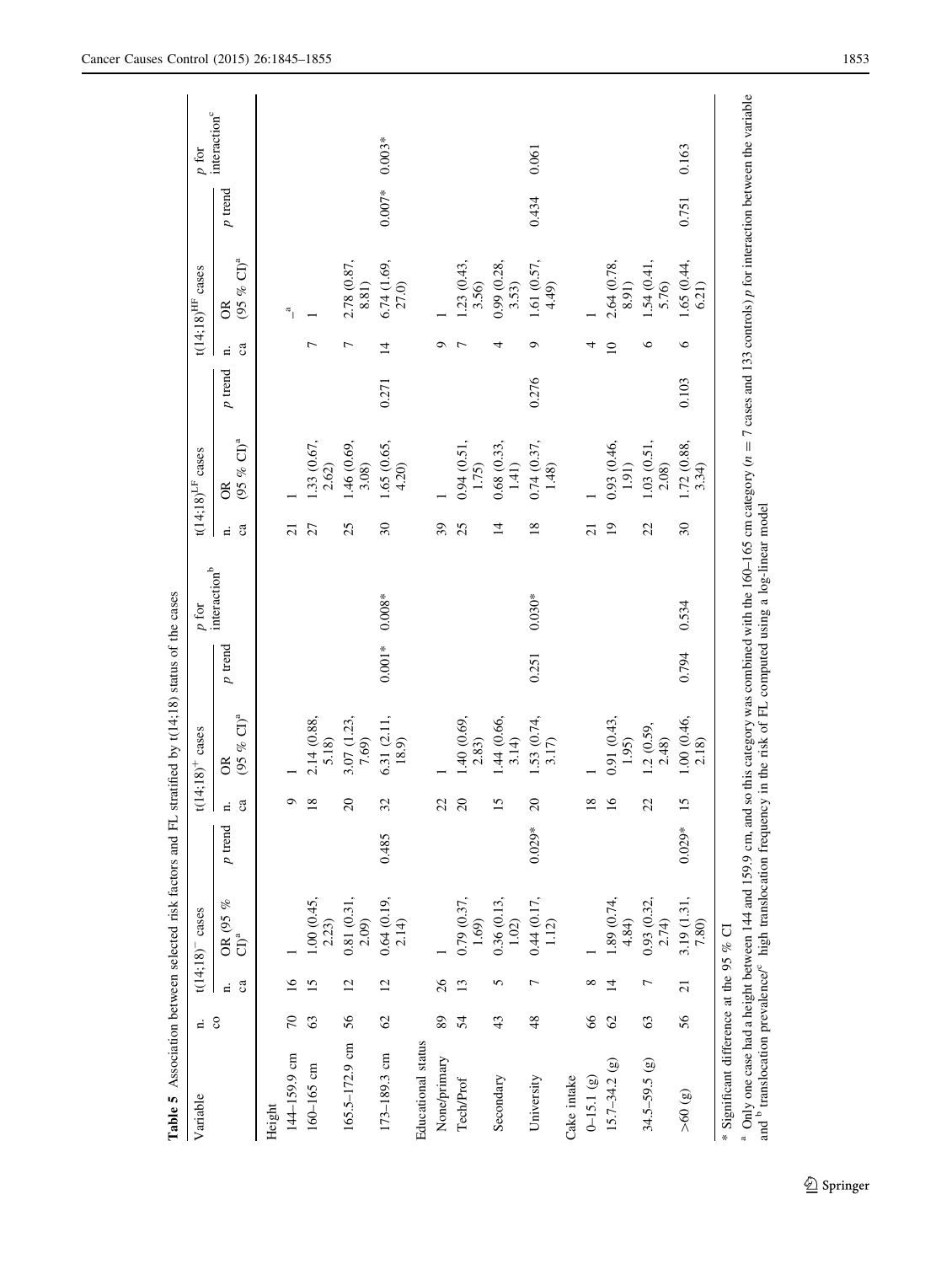**Table 5** Association between selected risk factors and FL stratified by t(14;18) status of the cases

| Variable | n. co | t(14;18)$^{-}$ cases | | | t(14;18)$^{+}$ cases | | | p for interaction[b] | t(14;18)$^{LF}$ cases | | | t(14;18)$^{HF}$ cases | | | p for interaction[c] |
|---|---|---|---|---|---|---|---|---|---|---|---|---|---|---|---|
| | | n. ca | OR (95 % CI)[a] | p trend | n. ca | OR (95 % CI)[a] | p trend | | n. ca | OR (95 % CI)[a] | p trend | n. ca | OR (95 % CI)[a] | p trend | |
| Height | | | | | | | | | | | | | | | |
| 144–159.9 cm | 70 | 16 | 1 | | 9 | 1 | | | 21 | 1 | | | –[a] | | |
| 160–165 cm | 63 | 15 | 1.00 (0.45, 2.23) | | 18 | 2.14 (0.88, 5.18) | | | 27 | 1.33 (0.67, 2.62) | | 7 | 1 | | |
| 165.5–172.9 cm | 56 | 12 | 0.81 (0.31, 2.09) | | 20 | 3.07 (1.23, 7.69) | | | 25 | 1.46 (0.69, 3.08) | | 7 | 2.78 (0.87, 8.81) | | |
| 173–189.3 cm | 62 | 12 | 0.64 (0.19, 2.14) | 0.485 | 32 | 6.31 (2.11, 18.9) | 0.001* | 0.008* | 30 | 1.65 (0.65, 4.20) | 0.271 | 14 | 6.74 (1.69, 27.0) | 0.007* | 0.003* |
| Educational status | | | | | | | | | | | | | | | |
| None/primary | 89 | 26 | 1 | | 22 | 1 | | | 39 | 1 | | 9 | 1 | | |
| Tech/Prof | 54 | 13 | 0.79 (0.37, 1.69) | | 20 | 1.40 (0.69, 2.83) | | | 25 | 0.94 (0.51, 1.75) | | 7 | 1.23 (0.43, 3.56) | | |
| Secondary | 43 | 5 | 0.36 (0.13, 1.02) | | 15 | 1.44 (0.66, 3.14) | | | 14 | 0.68 (0.33, 1.41) | | 4 | 0.99 (0.28, 3.53) | | |
| University | 48 | 7 | 0.44 (0.17, 1.12) | 0.029* | 20 | 1.53 (0.74, 3.17) | 0.251 | 0.030* | 18 | 0.74 (0.37, 1.48) | 0.276 | 9 | 1.61 (0.57, 4.49) | 0.434 | 0.061 |
| Cake intake | | | | | | | | | | | | | | | |
| 0–15.1 (g) | 66 | 8 | 1 | | 18 | 1 | | | 21 | 1 | | 4 | 1 | | |
| 15.7–34.2 (g) | 62 | 14 | 1.89 (0.74, 4.84) | | 16 | 0.91 (0.43, 1.95) | | | 19 | 0.93 (0.46, 1.91) | | 10 | 2.64 (0.78, 8.91) | | |
| 34.5–59.5 (g) | 63 | 7 | 0.93 (0.32, 2.74) | | 22 | 1.2 (0.59, 2.48) | | | 22 | 1.03 (0.51, 2.08) | | 6 | 1.54 (0.41, 5.76) | | |
| >60 (g) | 56 | 21 | 3.19 (1.31, 7.80) | 0.029* | 15 | 1.00 (0.46, 2.18) | 0.794 | 0.534 | 30 | 1.72 (0.88, 3.34) | 0.103 | 6 | 1.65 (0.44, 6.21) | 0.751 | 0.163 |

\* Significant difference at the 95 % CI

[a] Only one case had a height between 144 and 159.9 cm, and so this category was combined with the 160–165 cm category ($n = 7$ cases and 133 controls) p for interaction between the variable and [b] translocation prevalence/[c] high translocation frequency in the risk of FL computed using a log-linear model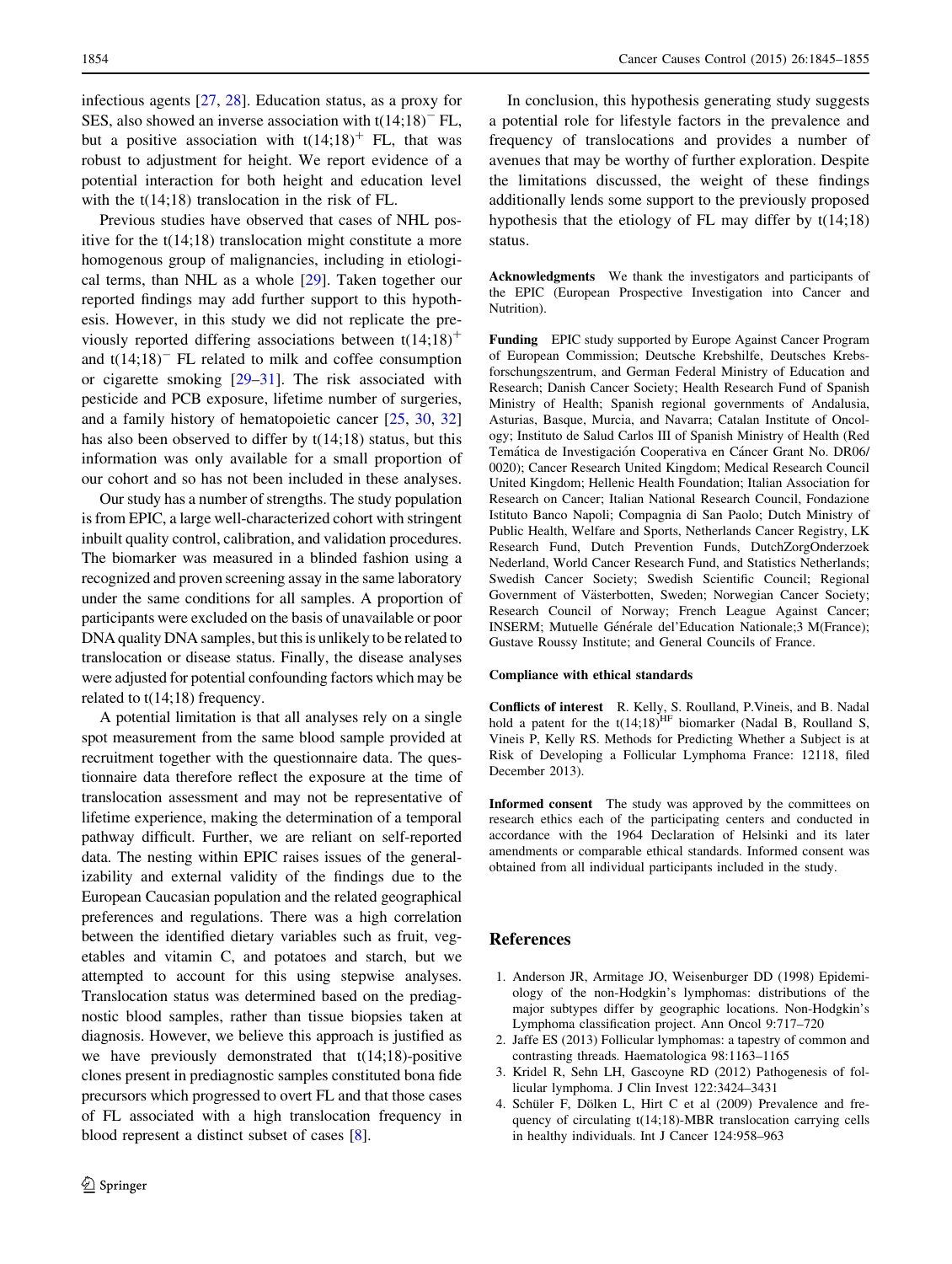infectious agents [27, 28]. Education status, as a proxy for SES, also showed an inverse association with $t(14;18)^-$ FL, but a positive association with $t(14;18)^+$ FL, that was robust to adjustment for height. We report evidence of a potential interaction for both height and education level with the t(14;18) translocation in the risk of FL.

Previous studies have observed that cases of NHL positive for the t(14;18) translocation might constitute a more homogenous group of malignancies, including in etiological terms, than NHL as a whole [29]. Taken together our reported findings may add further support to this hypothesis. However, in this study we did not replicate the previously reported differing associations between $t(14;18)^+$ and $t(14;18)^-$ FL related to milk and coffee consumption or cigarette smoking [29–31]. The risk associated with pesticide and PCB exposure, lifetime number of surgeries, and a family history of hematopoietic cancer [25, 30, 32] has also been observed to differ by t(14;18) status, but this information was only available for a small proportion of our cohort and so has not been included in these analyses.

Our study has a number of strengths. The study population is from EPIC, a large well-characterized cohort with stringent inbuilt quality control, calibration, and validation procedures. The biomarker was measured in a blinded fashion using a recognized and proven screening assay in the same laboratory under the same conditions for all samples. A proportion of participants were excluded on the basis of unavailable or poor DNA quality DNA samples, but this is unlikely to be related to translocation or disease status. Finally, the disease analyses were adjusted for potential confounding factors which may be related to t(14;18) frequency.

A potential limitation is that all analyses rely on a single spot measurement from the same blood sample provided at recruitment together with the questionnaire data. The questionnaire data therefore reflect the exposure at the time of translocation assessment and may not be representative of lifetime experience, making the determination of a temporal pathway difficult. Further, we are reliant on self-reported data. The nesting within EPIC raises issues of the generalizability and external validity of the findings due to the European Caucasian population and the related geographical preferences and regulations. There was a high correlation between the identified dietary variables such as fruit, vegetables and vitamin C, and potatoes and starch, but we attempted to account for this using stepwise analyses. Translocation status was determined based on the prediagnostic blood samples, rather than tissue biopsies taken at diagnosis. However, we believe this approach is justified as we have previously demonstrated that t(14;18)-positive clones present in prediagnostic samples constituted bona fide precursors which progressed to overt FL and that those cases of FL associated with a high translocation frequency in blood represent a distinct subset of cases [8].

In conclusion, this hypothesis generating study suggests a potential role for lifestyle factors in the prevalence and frequency of translocations and provides a number of avenues that may be worthy of further exploration. Despite the limitations discussed, the weight of these findings additionally lends some support to the previously proposed hypothesis that the etiology of FL may differ by t(14;18) status.

**Acknowledgments** We thank the investigators and participants of the EPIC (European Prospective Investigation into Cancer and Nutrition).

**Funding** EPIC study supported by Europe Against Cancer Program of European Commission; Deutsche Krebshilfe, Deutsches Krebsforschungszentrum, and German Federal Ministry of Education and Research; Danish Cancer Society; Health Research Fund of Spanish Ministry of Health; Spanish regional governments of Andalusia, Asturias, Basque, Murcia, and Navarra; Catalan Institute of Oncology; Instituto de Salud Carlos III of Spanish Ministry of Health (Red Temática de Investigación Cooperativa en Cáncer Grant No. DR06/0020); Cancer Research United Kingdom; Medical Research Council United Kingdom; Hellenic Health Foundation; Italian Association for Research on Cancer; Italian National Research Council, Fondazione Istituto Banco Napoli; Compagnia di San Paolo; Dutch Ministry of Public Health, Welfare and Sports, Netherlands Cancer Registry, LK Research Fund, Dutch Prevention Funds, DutchZorgOnderzoek Nederland, World Cancer Research Fund, and Statistics Netherlands; Swedish Cancer Society; Swedish Scientific Council; Regional Government of Västerbotten, Sweden; Norwegian Cancer Society; Research Council of Norway; French League Against Cancer; INSERM; Mutuelle Générale del'Education Nationale;3 M(France); Gustave Roussy Institute; and General Councils of France.

**Compliance with ethical standards**

**Conflicts of interest** R. Kelly, S. Roulland, P.Vineis, and B. Nadal hold a patent for the $t(14;18)^{HF}$ biomarker (Nadal B, Roulland S, Vineis P, Kelly RS. Methods for Predicting Whether a Subject is at Risk of Developing a Follicular Lymphoma France: 12118, filed December 2013).

**Informed consent** The study was approved by the committees on research ethics each of the participating centers and conducted in accordance with the 1964 Declaration of Helsinki and its later amendments or comparable ethical standards. Informed consent was obtained from all individual participants included in the study.

## References

1. Anderson JR, Armitage JO, Weisenburger DD (1998) Epidemiology of the non-Hodgkin's lymphomas: distributions of the major subtypes differ by geographic locations. Non-Hodgkin's Lymphoma classification project. Ann Oncol 9:717–720
2. Jaffe ES (2013) Follicular lymphomas: a tapestry of common and contrasting threads. Haematologica 98:1163–1165
3. Kridel R, Sehn LH, Gascoyne RD (2012) Pathogenesis of follicular lymphoma. J Clin Invest 122:3424–3431
4. Schüler F, Dölken L, Hirt C et al (2009) Prevalence and frequency of circulating t(14;18)-MBR translocation carrying cells in healthy individuals. Int J Cancer 124:958–963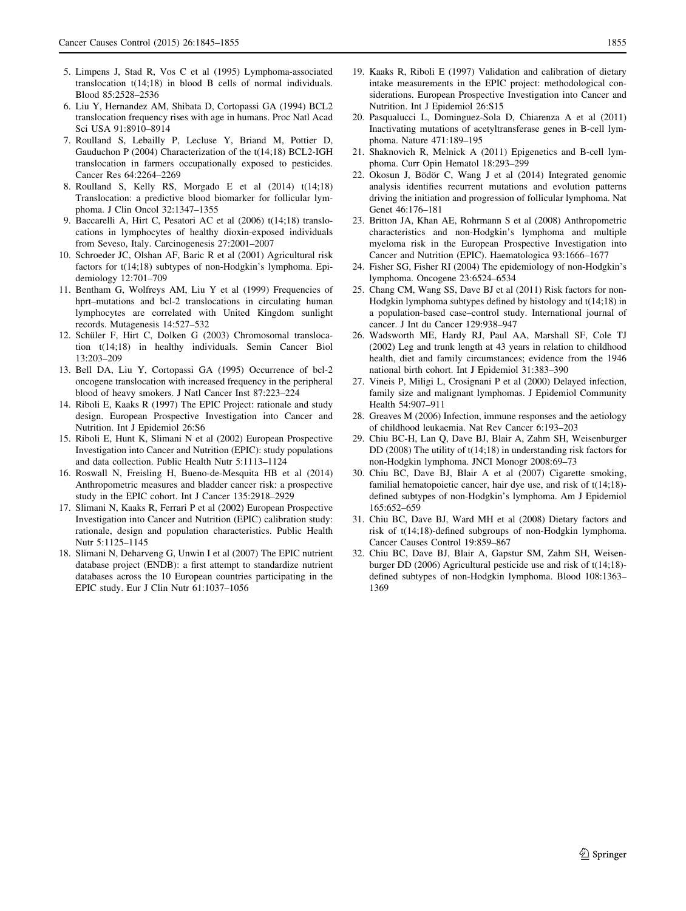5. Limpens J, Stad R, Vos C et al (1995) Lymphoma-associated translocation t(14;18) in blood B cells of normal individuals. Blood 85:2528–2536
6. Liu Y, Hernandez AM, Shibata D, Cortopassi GA (1994) BCL2 translocation frequency rises with age in humans. Proc Natl Acad Sci USA 91:8910–8914
7. Roulland S, Lebailly P, Lecluse Y, Briand M, Pottier D, Gauduchon P (2004) Characterization of the t(14;18) BCL2-IGH translocation in farmers occupationally exposed to pesticides. Cancer Res 64:2264–2269
8. Roulland S, Kelly RS, Morgado E et al (2014) t(14;18) Translocation: a predictive blood biomarker for follicular lymphoma. J Clin Oncol 32:1347–1355
9. Baccarelli A, Hirt C, Pesatori AC et al (2006) t(14;18) translocations in lymphocytes of healthy dioxin-exposed individuals from Seveso, Italy. Carcinogenesis 27:2001–2007
10. Schroeder JC, Olshan AF, Baric R et al (2001) Agricultural risk factors for t(14;18) subtypes of non-Hodgkin's lymphoma. Epidemiology 12:701–709
11. Bentham G, Wolfreys AM, Liu Y et al (1999) Frequencies of hprt–mutations and bcl-2 translocations in circulating human lymphocytes are correlated with United Kingdom sunlight records. Mutagenesis 14:527–532
12. Schüler F, Hirt C, Dolken G (2003) Chromosomal translocation t(14;18) in healthy individuals. Semin Cancer Biol 13:203–209
13. Bell DA, Liu Y, Cortopassi GA (1995) Occurrence of bcl-2 oncogene translocation with increased frequency in the peripheral blood of heavy smokers. J Natl Cancer Inst 87:223–224
14. Riboli E, Kaaks R (1997) The EPIC Project: rationale and study design. European Prospective Investigation into Cancer and Nutrition. Int J Epidemiol 26:S6
15. Riboli E, Hunt K, Slimani N et al (2002) European Prospective Investigation into Cancer and Nutrition (EPIC): study populations and data collection. Public Health Nutr 5:1113–1124
16. Roswall N, Freisling H, Bueno-de-Mesquita HB et al (2014) Anthropometric measures and bladder cancer risk: a prospective study in the EPIC cohort. Int J Cancer 135:2918–2929
17. Slimani N, Kaaks R, Ferrari P et al (2002) European Prospective Investigation into Cancer and Nutrition (EPIC) calibration study: rationale, design and population characteristics. Public Health Nutr 5:1125–1145
18. Slimani N, Deharveng G, Unwin I et al (2007) The EPIC nutrient database project (ENDB): a first attempt to standardize nutrient databases across the 10 European countries participating in the EPIC study. Eur J Clin Nutr 61:1037–1056
19. Kaaks R, Riboli E (1997) Validation and calibration of dietary intake measurements in the EPIC project: methodological considerations. European Prospective Investigation into Cancer and Nutrition. Int J Epidemiol 26:S15
20. Pasqualucci L, Dominguez-Sola D, Chiarenza A et al (2011) Inactivating mutations of acetyltransferase genes in B-cell lymphoma. Nature 471:189–195
21. Shaknovich R, Melnick A (2011) Epigenetics and B-cell lymphoma. Curr Opin Hematol 18:293–299
22. Okosun J, Bödör C, Wang J et al (2014) Integrated genomic analysis identifies recurrent mutations and evolution patterns driving the initiation and progression of follicular lymphoma. Nat Genet 46:176–181
23. Britton JA, Khan AE, Rohrmann S et al (2008) Anthropometric characteristics and non-Hodgkin's lymphoma and multiple myeloma risk in the European Prospective Investigation into Cancer and Nutrition (EPIC). Haematologica 93:1666–1677
24. Fisher SG, Fisher RI (2004) The epidemiology of non-Hodgkin's lymphoma. Oncogene 23:6524–6534
25. Chang CM, Wang SS, Dave BJ et al (2011) Risk factors for non-Hodgkin lymphoma subtypes defined by histology and t(14;18) in a population-based case–control study. International journal of cancer. J Int du Cancer 129:938–947
26. Wadsworth ME, Hardy RJ, Paul AA, Marshall SF, Cole TJ (2002) Leg and trunk length at 43 years in relation to childhood health, diet and family circumstances; evidence from the 1946 national birth cohort. Int J Epidemiol 31:383–390
27. Vineis P, Miligi L, Crosignani P et al (2000) Delayed infection, family size and malignant lymphomas. J Epidemiol Community Health 54:907–911
28. Greaves M (2006) Infection, immune responses and the aetiology of childhood leukaemia. Nat Rev Cancer 6:193–203
29. Chiu BC-H, Lan Q, Dave BJ, Blair A, Zahm SH, Weisenburger DD (2008) The utility of t(14;18) in understanding risk factors for non-Hodgkin lymphoma. JNCI Monogr 2008:69–73
30. Chiu BC, Dave BJ, Blair A et al (2007) Cigarette smoking, familial hematopoietic cancer, hair dye use, and risk of t(14;18)-defined subtypes of non-Hodgkin's lymphoma. Am J Epidemiol 165:652–659
31. Chiu BC, Dave BJ, Ward MH et al (2008) Dietary factors and risk of t(14;18)-defined subgroups of non-Hodgkin lymphoma. Cancer Causes Control 19:859–867
32. Chiu BC, Dave BJ, Blair A, Gapstur SM, Zahm SH, Weisenburger DD (2006) Agricultural pesticide use and risk of t(14;18)-defined subtypes of non-Hodgkin lymphoma. Blood 108:1363–1369